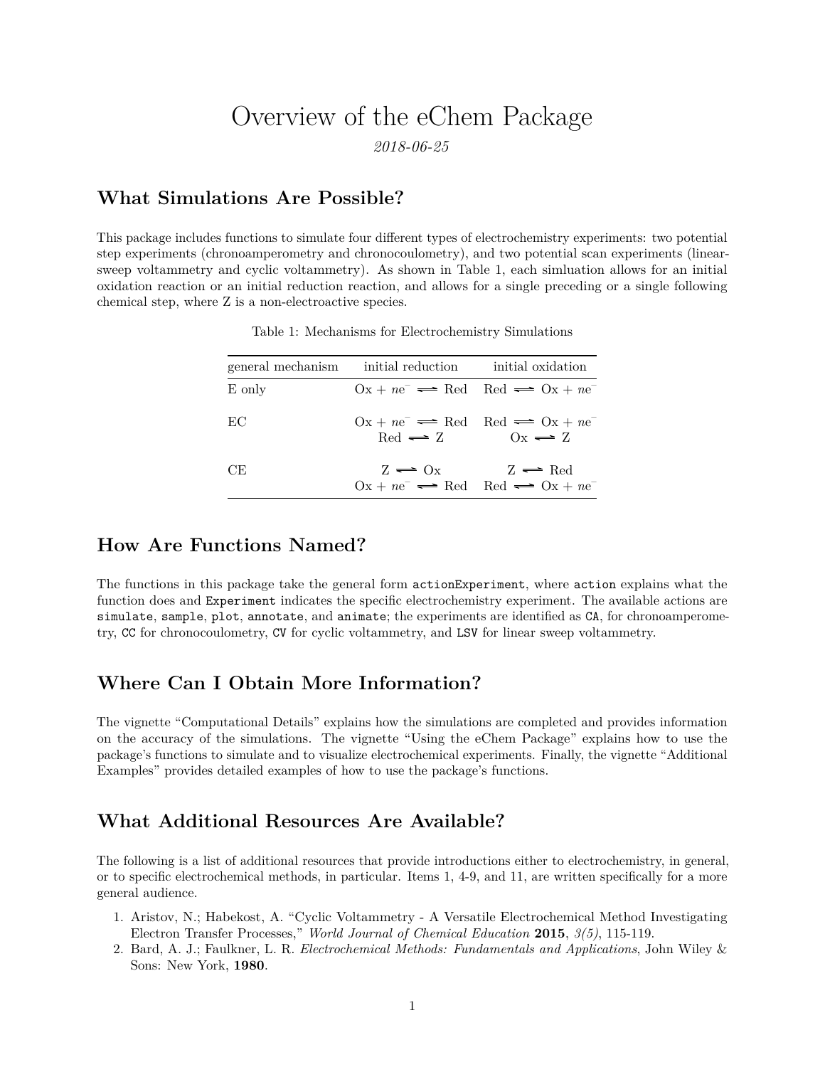# Overview of the eChem Package

*2018-06-25*

## What Simulations Are Possible?

This package includes functions to simulate four different types of electrochemistry experiments: two potential step experiments (chronoamperometry and chronocoulometry), and two potential scan experiments (linear-sweep voltammetry and cyclic voltammetry). As shown in Table 1, each simluation allows for an initial oxidation reaction or an initial reduction reaction, and allows for a single preceding or a single following chemical step, where Z is a non-electroactive species.

Table 1: Mechanisms for Electrochemistry Simulations

| general mechanism | initial reduction | initial oxidation |
| --- | --- | --- |
| E only | $\text{Ox} + ne^- \rightleftharpoons \text{Red}$ | $\text{Red} \rightleftharpoons \text{Ox} + ne^-$ |
| EC | $\text{Ox} + ne^- \rightleftharpoons \text{Red}$<br>$\text{Red} \rightleftharpoons \text{Z}$ | $\text{Red} \rightleftharpoons \text{Ox} + ne^-$<br>$\text{Ox} \rightleftharpoons \text{Z}$ |
| CE | $\text{Z} \rightleftharpoons \text{Ox}$<br>$\text{Ox} + ne^- \rightleftharpoons \text{Red}$ | $\text{Z} \rightleftharpoons \text{Red}$<br>$\text{Red} \rightleftharpoons \text{Ox} + ne^-$ |

## How Are Functions Named?

The functions in this package take the general form `actionExperiment`, where `action` explains what the function does and `Experiment` indicates the specific electrochemistry experiment. The available actions are `simulate`, `sample`, `plot`, `annotate`, and `animate`; the experiments are identified as `CA`, for chronoamperometry, `CC` for chronocoulometry, `CV` for cyclic voltammetry, and `LSV` for linear sweep voltammetry.

## Where Can I Obtain More Information?

The vignette "Computational Details" explains how the simulations are completed and provides information on the accuracy of the simulations. The vignette "Using the eChem Package" explains how to use the package's functions to simulate and to visualize electrochemical experiments. Finally, the vignette "Additional Examples" provides detailed examples of how to use the package's functions.

## What Additional Resources Are Available?

The following is a list of additional resources that provide introductions either to electrochemistry, in general, or to specific electrochemical methods, in particular. Items 1, 4-9, and 11, are written specifically for a more general audience.

1. Aristov, N.; Habekost, A. "Cyclic Voltammetry - A Versatile Electrochemical Method Investigating Electron Transfer Processes," *World Journal of Chemical Education* **2015**, *3(5)*, 115-119.
2. Bard, A. J.; Faulkner, L. R. *Electrochemical Methods: Fundamentals and Applications*, John Wiley & Sons: New York, **1980**.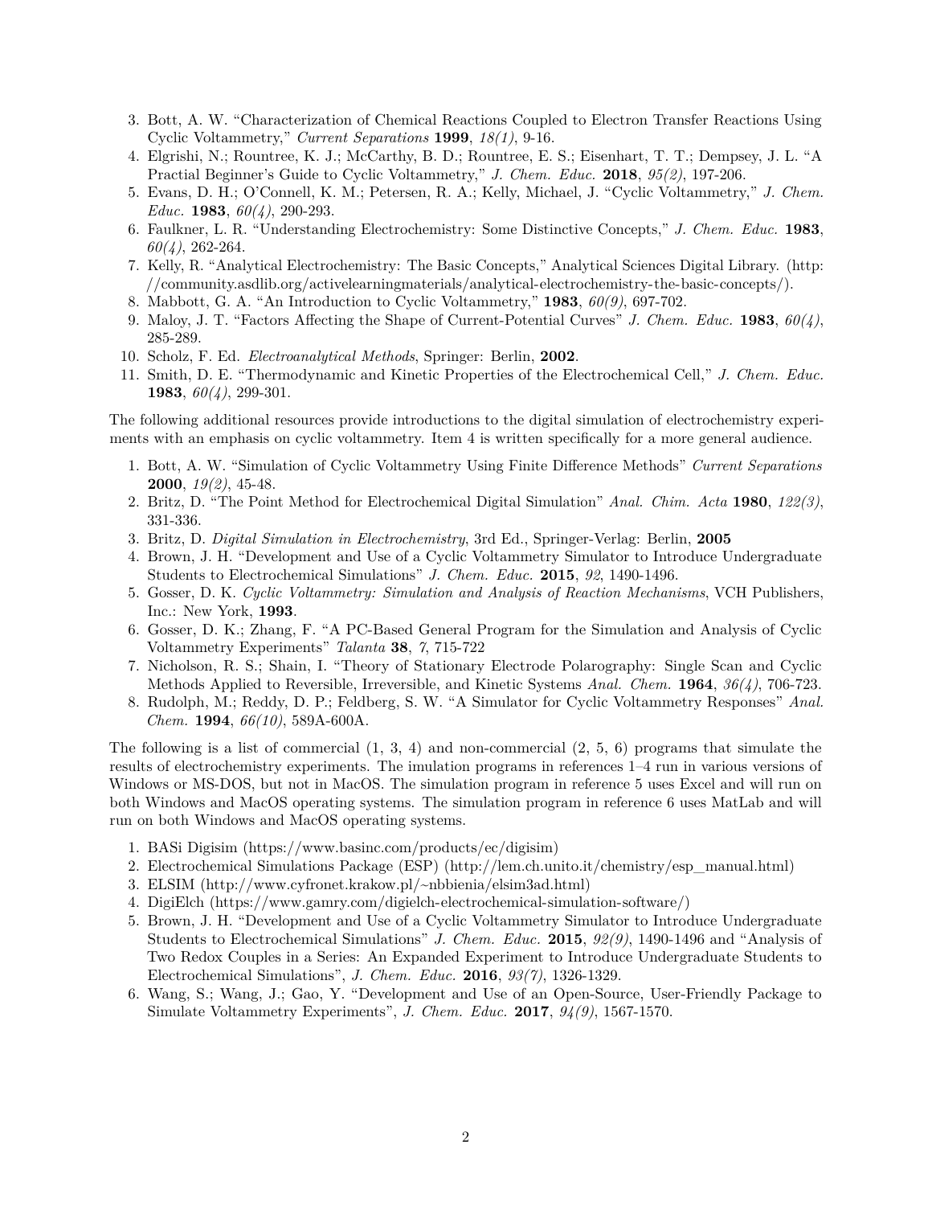3. Bott, A. W. "Characterization of Chemical Reactions Coupled to Electron Transfer Reactions Using Cyclic Voltammetry," *Current Separations* **1999**, *18(1)*, 9-16.
4. Elgrishi, N.; Rountree, K. J.; McCarthy, B. D.; Rountree, E. S.; Eisenhart, T. T.; Dempsey, J. L. "A Practial Beginner's Guide to Cyclic Voltammetry," *J. Chem. Educ.* **2018**, *95(2)*, 197-206.
5. Evans, D. H.; O'Connell, K. M.; Petersen, R. A.; Kelly, Michael, J. "Cyclic Voltammetry," *J. Chem. Educ.* **1983**, *60(4)*, 290-293.
6. Faulkner, L. R. "Understanding Electrochemistry: Some Distinctive Concepts," *J. Chem. Educ.* **1983**, *60(4)*, 262-264.
7. Kelly, R. "Analytical Electrochemistry: The Basic Concepts," Analytical Sciences Digital Library. (http://community.asdlib.org/activelearningmaterials/analytical-electrochemistry-the-basic-concepts/).
8. Mabbott, G. A. "An Introduction to Cyclic Voltammetry," **1983**, *60(9)*, 697-702.
9. Maloy, J. T. "Factors Affecting the Shape of Current-Potential Curves" *J. Chem. Educ.* **1983**, *60(4)*, 285-289.
10. Scholz, F. Ed. *Electroanalytical Methods*, Springer: Berlin, **2002**.
11. Smith, D. E. "Thermodynamic and Kinetic Properties of the Electrochemical Cell," *J. Chem. Educ.* **1983**, *60(4)*, 299-301.

The following additional resources provide introductions to the digital simulation of electrochemistry experiments with an emphasis on cyclic voltammetry. Item 4 is written specifically for a more general audience.

1. Bott, A. W. "Simulation of Cyclic Voltammetry Using Finite Difference Methods" *Current Separations* **2000**, *19(2)*, 45-48.
2. Britz, D. "The Point Method for Electrochemical Digital Simulation" *Anal. Chim. Acta* **1980**, *122(3)*, 331-336.
3. Britz, D. *Digital Simulation in Electrochemistry*, 3rd Ed., Springer-Verlag: Berlin, **2005**
4. Brown, J. H. "Development and Use of a Cyclic Voltammetry Simulator to Introduce Undergraduate Students to Electrochemical Simulations" *J. Chem. Educ.* **2015**, *92*, 1490-1496.
5. Gosser, D. K. *Cyclic Voltammetry: Simulation and Analysis of Reaction Mechanisms*, VCH Publishers, Inc.: New York, **1993**.
6. Gosser, D. K.; Zhang, F. "A PC-Based General Program for the Simulation and Analysis of Cyclic Voltammetry Experiments" *Talanta* **38**, *7*, 715-722
7. Nicholson, R. S.; Shain, I. "Theory of Stationary Electrode Polarography: Single Scan and Cyclic Methods Applied to Reversible, Irreversible, and Kinetic Systems *Anal. Chem.* **1964**, *36(4)*, 706-723.
8. Rudolph, M.; Reddy, D. P.; Feldberg, S. W. "A Simulator for Cyclic Voltammetry Responses" *Anal. Chem.* **1994**, *66(10)*, 589A-600A.

The following is a list of commercial (1, 3, 4) and non-commercial (2, 5, 6) programs that simulate the results of electrochemistry experiments. The imulation programs in references 1–4 run in various versions of Windows or MS-DOS, but not in MacOS. The simulation program in reference 5 uses Excel and will run on both Windows and MacOS operating systems. The simulation program in reference 6 uses MatLab and will run on both Windows and MacOS operating systems.

1. BASi Digisim (https://www.basinc.com/products/ec/digisim)
2. Electrochemical Simulations Package (ESP) (http://lem.ch.unito.it/chemistry/esp_manual.html)
3. ELSIM (http://www.cyfronet.krakow.pl/~nbbienia/elsim3ad.html)
4. DigiElch (https://www.gamry.com/digielch-electrochemical-simulation-software/)
5. Brown, J. H. "Development and Use of a Cyclic Voltammetry Simulator to Introduce Undergraduate Students to Electrochemical Simulations" *J. Chem. Educ.* **2015**, *92(9)*, 1490-1496 and "Analysis of Two Redox Couples in a Series: An Expanded Experiment to Introduce Undergraduate Students to Electrochemical Simulations", *J. Chem. Educ.* **2016**, *93(7)*, 1326-1329.
6. Wang, S.; Wang, J.; Gao, Y. "Development and Use of an Open-Source, User-Friendly Package to Simulate Voltammetry Experiments", *J. Chem. Educ.* **2017**, *94(9)*, 1567-1570.